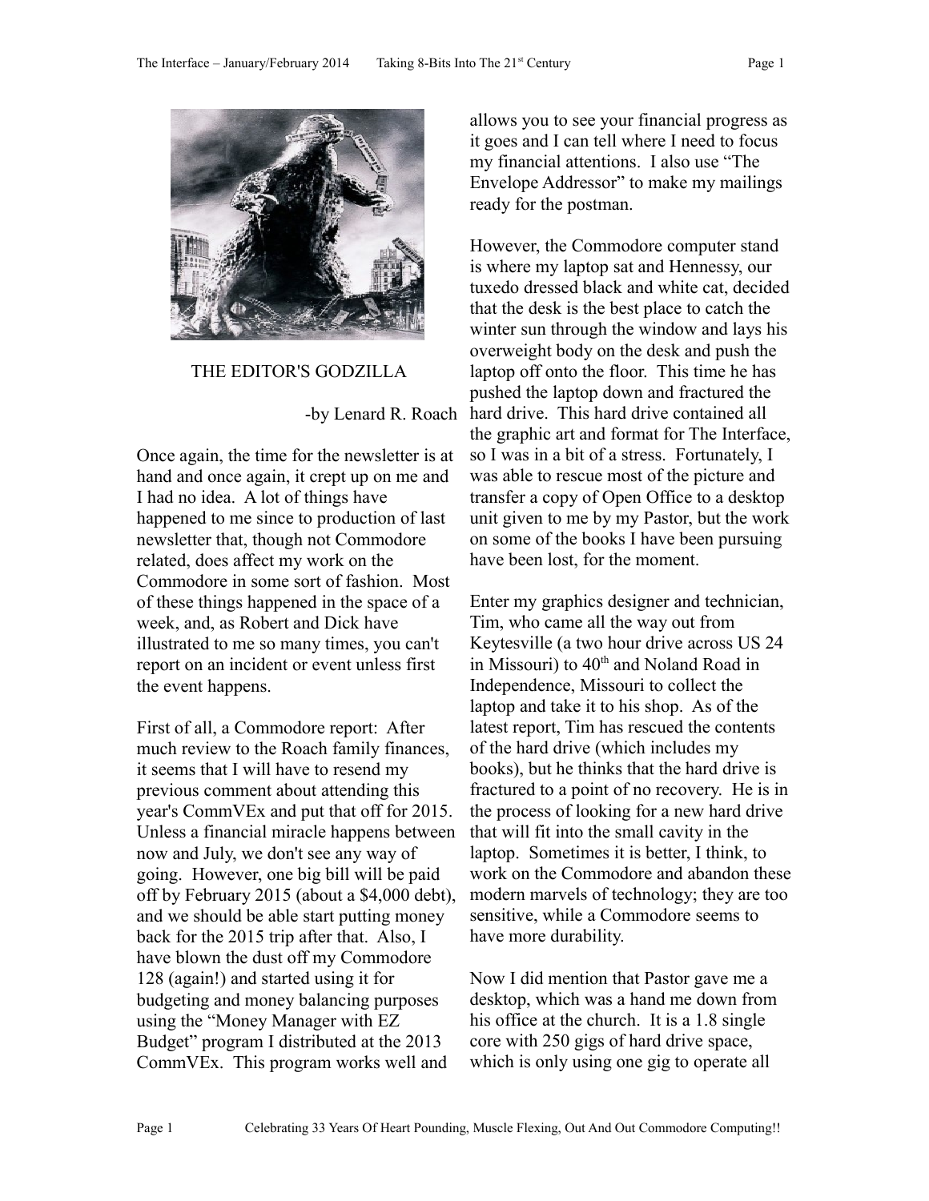# THE EDITOR'S GODZILLA

-by Lenard R. Roach

Once again, the time for the newsletter is at hand and once again, it crept up on me and I had no idea. A lot of things have happened to me since to production of last newsletter that, though not Commodore related, does affect my work on the Commodore in some sort of fashion. Most of these things happened in the space of a week, and, as Robert and Dick have illustrated to me so many times, you can't report on an incident or event unless first the event happens.

First of all, a Commodore report: After much review to the Roach family finances, it seems that I will have to resend my previous comment about attending this year's CommVEx and put that off for 2015. Unless a financial miracle happens between now and July, we don't see any way of going. However, one big bill will be paid off by February 2015 (about a $4,000 debt), and we should be able start putting money back for the 2015 trip after that. Also, I have blown the dust off my Commodore 128 (again!) and started using it for budgeting and money balancing purposes using the "Money Manager with EZ Budget" program I distributed at the 2013 CommVEx. This program works well and allows you to see your financial progress as it goes and I can tell where I need to focus my financial attentions. I also use "The Envelope Addressor" to make my mailings ready for the postman.

However, the Commodore computer stand is where my laptop sat and Hennessy, our tuxedo dressed black and white cat, decided that the desk is the best place to catch the winter sun through the window and lays his overweight body on the desk and push the laptop off onto the floor. This time he has pushed the laptop down and fractured the hard drive. This hard drive contained all the graphic art and format for The Interface, so I was in a bit of a stress. Fortunately, I was able to rescue most of the picture and transfer a copy of Open Office to a desktop unit given to me by my Pastor, but the work on some of the books I have been pursuing have been lost, for the moment.

Enter my graphics designer and technician, Tim, who came all the way out from Keytesville (a two hour drive across US 24 in Missouri) to 40th and Noland Road in Independence, Missouri to collect the laptop and take it to his shop. As of the latest report, Tim has rescued the contents of the hard drive (which includes my books), but he thinks that the hard drive is fractured to a point of no recovery. He is in the process of looking for a new hard drive that will fit into the small cavity in the laptop. Sometimes it is better, I think, to work on the Commodore and abandon these modern marvels of technology; they are too sensitive, while a Commodore seems to have more durability.

Now I did mention that Pastor gave me a desktop, which was a hand me down from his office at the church. It is a 1.8 single core with 250 gigs of hard drive space, which is only using one gig to operate all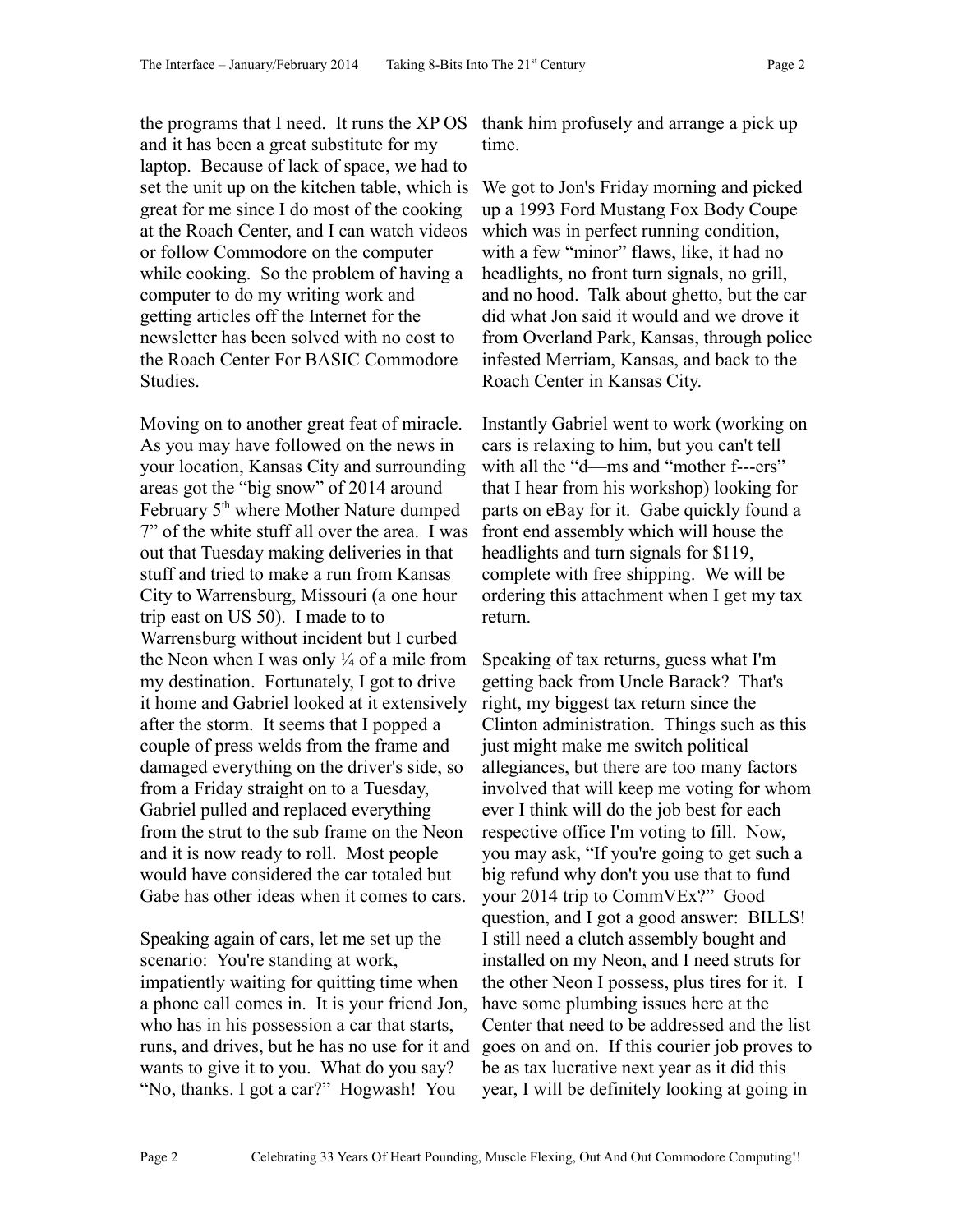the programs that I need. It runs the XP OS and it has been a great substitute for my laptop. Because of lack of space, we had to set the unit up on the kitchen table, which is great for me since I do most of the cooking at the Roach Center, and I can watch videos or follow Commodore on the computer while cooking. So the problem of having a computer to do my writing work and getting articles off the Internet for the newsletter has been solved with no cost to the Roach Center For BASIC Commodore Studies.

Moving on to another great feat of miracle. As you may have followed on the news in your location, Kansas City and surrounding areas got the "big snow" of 2014 around February 5th where Mother Nature dumped 7" of the white stuff all over the area. I was out that Tuesday making deliveries in that stuff and tried to make a run from Kansas City to Warrensburg, Missouri (a one hour trip east on US 50). I made to to Warrensburg without incident but I curbed the Neon when I was only ¼ of a mile from my destination. Fortunately, I got to drive it home and Gabriel looked at it extensively after the storm. It seems that I popped a couple of press welds from the frame and damaged everything on the driver's side, so from a Friday straight on to a Tuesday, Gabriel pulled and replaced everything from the strut to the sub frame on the Neon and it is now ready to roll. Most people would have considered the car totaled but Gabe has other ideas when it comes to cars.

Speaking again of cars, let me set up the scenario: You're standing at work, impatiently waiting for quitting time when a phone call comes in. It is your friend Jon, who has in his possession a car that starts, runs, and drives, but he has no use for it and wants to give it to you. What do you say? "No, thanks. I got a car?" Hogwash! You thank him profusely and arrange a pick up time.

We got to Jon's Friday morning and picked up a 1993 Ford Mustang Fox Body Coupe which was in perfect running condition, with a few "minor" flaws, like, it had no headlights, no front turn signals, no grill, and no hood. Talk about ghetto, but the car did what Jon said it would and we drove it from Overland Park, Kansas, through police infested Merriam, Kansas, and back to the Roach Center in Kansas City.

Instantly Gabriel went to work (working on cars is relaxing to him, but you can't tell with all the "d—ms and "mother f---ers" that I hear from his workshop) looking for parts on eBay for it. Gabe quickly found a front end assembly which will house the headlights and turn signals for $119, complete with free shipping. We will be ordering this attachment when I get my tax return.

Speaking of tax returns, guess what I'm getting back from Uncle Barack? That's right, my biggest tax return since the Clinton administration. Things such as this just might make me switch political allegiances, but there are too many factors involved that will keep me voting for whom ever I think will do the job best for each respective office I'm voting to fill. Now, you may ask, "If you're going to get such a big refund why don't you use that to fund your 2014 trip to CommVEx?" Good question, and I got a good answer: BILLS! I still need a clutch assembly bought and installed on my Neon, and I need struts for the other Neon I possess, plus tires for it. I have some plumbing issues here at the Center that need to be addressed and the list goes on and on. If this courier job proves to be as tax lucrative next year as it did this year, I will be definitely looking at going in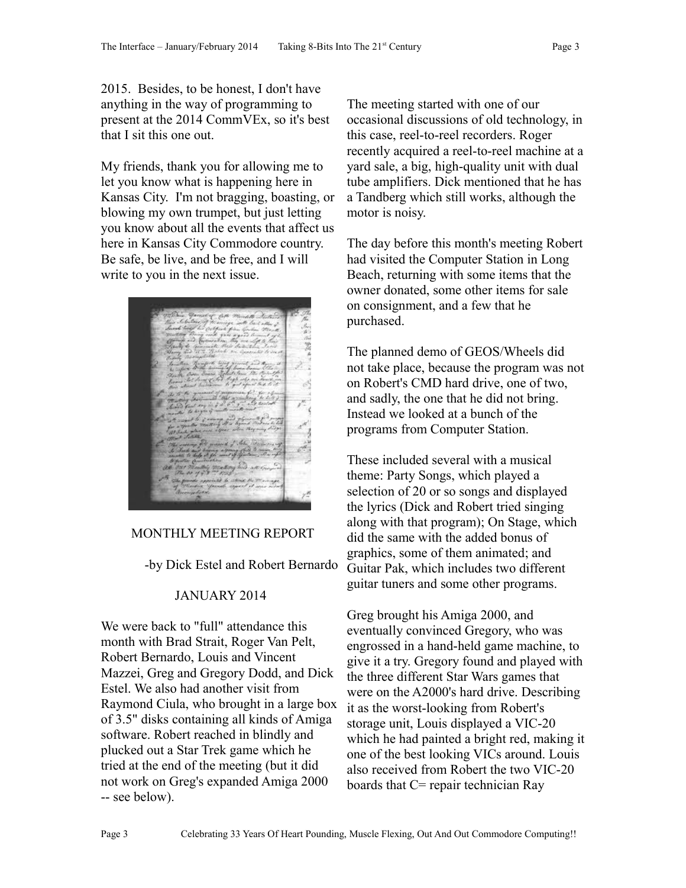2015. Besides, to be honest, I don't have anything in the way of programming to present at the 2014 CommVEx, so it's best that I sit this one out.

My friends, thank you for allowing me to let you know what is happening here in Kansas City. I'm not bragging, boasting, or blowing my own trumpet, but just letting you know about all the events that affect us here in Kansas City Commodore country. Be safe, be live, and be free, and I will write to you in the next issue.

## MONTHLY MEETING REPORT

-by Dick Estel and Robert Bernardo

### JANUARY 2014

We were back to "full" attendance this month with Brad Strait, Roger Van Pelt, Robert Bernardo, Louis and Vincent Mazzei, Greg and Gregory Dodd, and Dick Estel. We also had another visit from Raymond Ciula, who brought in a large box of 3.5" disks containing all kinds of Amiga software. Robert reached in blindly and plucked out a Star Trek game which he tried at the end of the meeting (but it did not work on Greg's expanded Amiga 2000 -- see below).

The meeting started with one of our occasional discussions of old technology, in this case, reel-to-reel recorders. Roger recently acquired a reel-to-reel machine at a yard sale, a big, high-quality unit with dual tube amplifiers. Dick mentioned that he has a Tandberg which still works, although the motor is noisy.

The day before this month's meeting Robert had visited the Computer Station in Long Beach, returning with some items that the owner donated, some other items for sale on consignment, and a few that he purchased.

The planned demo of GEOS/Wheels did not take place, because the program was not on Robert's CMD hard drive, one of two, and sadly, the one that he did not bring. Instead we looked at a bunch of the programs from Computer Station.

These included several with a musical theme: Party Songs, which played a selection of 20 or so songs and displayed the lyrics (Dick and Robert tried singing along with that program); On Stage, which did the same with the added bonus of graphics, some of them animated; and Guitar Pak, which includes two different guitar tuners and some other programs.

Greg brought his Amiga 2000, and eventually convinced Gregory, who was engrossed in a hand-held game machine, to give it a try. Gregory found and played with the three different Star Wars games that were on the A2000's hard drive. Describing it as the worst-looking from Robert's storage unit, Louis displayed a VIC-20 which he had painted a bright red, making it one of the best looking VICs around. Louis also received from Robert the two VIC-20 boards that C= repair technician Ray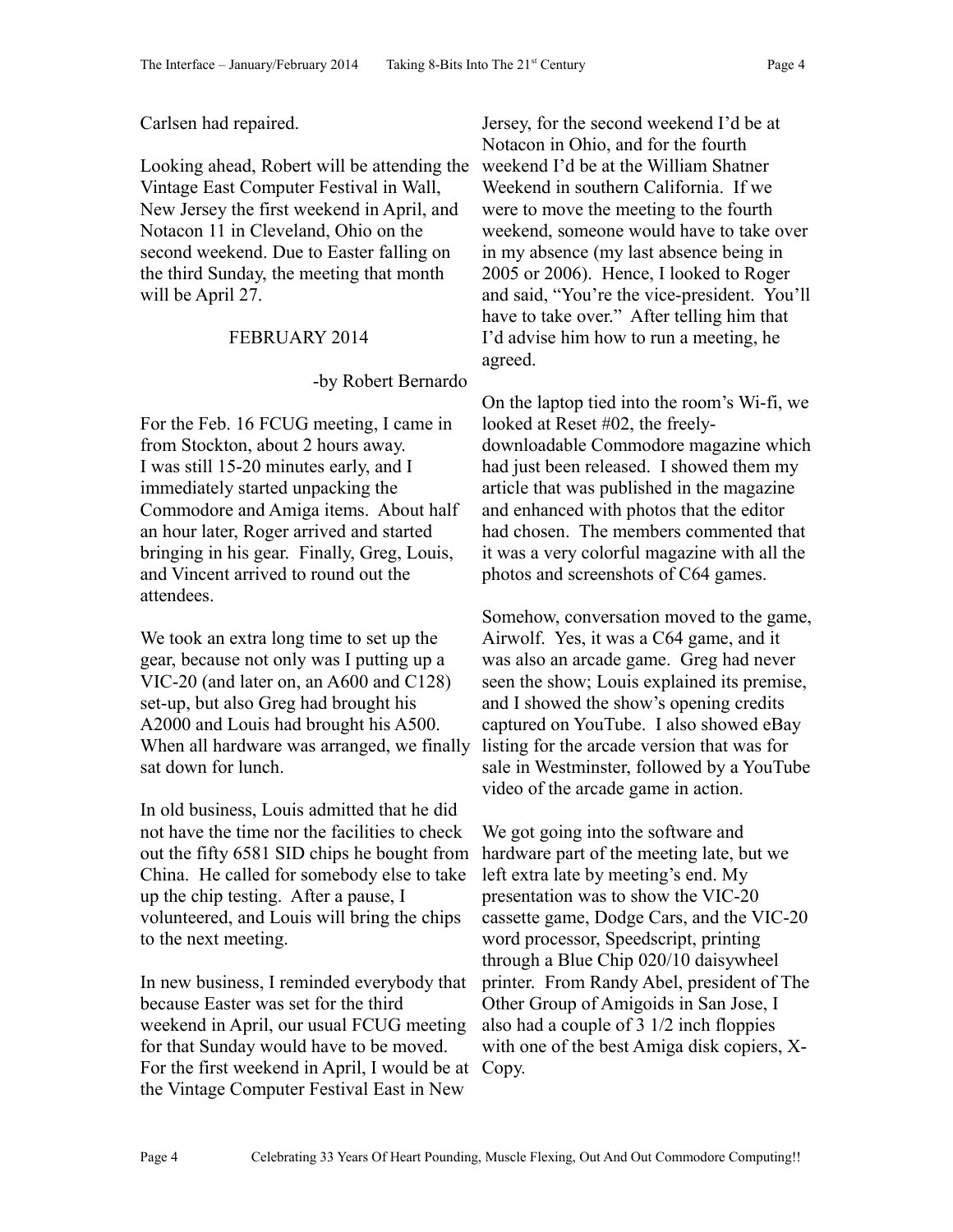Carlsen had repaired.

Looking ahead, Robert will be attending the Vintage East Computer Festival in Wall, New Jersey the first weekend in April, and Notacon 11 in Cleveland, Ohio on the second weekend. Due to Easter falling on the third Sunday, the meeting that month will be April 27.

## FEBRUARY 2014

-by Robert Bernardo

For the Feb. 16 FCUG meeting, I came in from Stockton, about 2 hours away. I was still 15-20 minutes early, and I immediately started unpacking the Commodore and Amiga items. About half an hour later, Roger arrived and started bringing in his gear. Finally, Greg, Louis, and Vincent arrived to round out the attendees.

We took an extra long time to set up the gear, because not only was I putting up a VIC-20 (and later on, an A600 and C128) set-up, but also Greg had brought his A2000 and Louis had brought his A500. When all hardware was arranged, we finally sat down for lunch.

In old business, Louis admitted that he did not have the time nor the facilities to check out the fifty 6581 SID chips he bought from China. He called for somebody else to take up the chip testing. After a pause, I volunteered, and Louis will bring the chips to the next meeting.

In new business, I reminded everybody that because Easter was set for the third weekend in April, our usual FCUG meeting for that Sunday would have to be moved. For the first weekend in April, I would be at the Vintage Computer Festival East in New Jersey, for the second weekend I'd be at Notacon in Ohio, and for the fourth weekend I'd be at the William Shatner Weekend in southern California. If we were to move the meeting to the fourth weekend, someone would have to take over in my absence (my last absence being in 2005 or 2006). Hence, I looked to Roger and said, "You're the vice-president. You'll have to take over." After telling him that I'd advise him how to run a meeting, he agreed.

On the laptop tied into the room's Wi-fi, we looked at Reset #02, the freely-downloadable Commodore magazine which had just been released. I showed them my article that was published in the magazine and enhanced with photos that the editor had chosen. The members commented that it was a very colorful magazine with all the photos and screenshots of C64 games.

Somehow, conversation moved to the game, Airwolf. Yes, it was a C64 game, and it was also an arcade game. Greg had never seen the show; Louis explained its premise, and I showed the show's opening credits captured on YouTube. I also showed eBay listing for the arcade version that was for sale in Westminster, followed by a YouTube video of the arcade game in action.

We got going into the software and hardware part of the meeting late, but we left extra late by meeting's end. My presentation was to show the VIC-20 cassette game, Dodge Cars, and the VIC-20 word processor, Speedscript, printing through a Blue Chip 020/10 daisywheel printer. From Randy Abel, president of The Other Group of Amigoids in San Jose, I also had a couple of 3 1/2 inch floppies with one of the best Amiga disk copiers, X-Copy.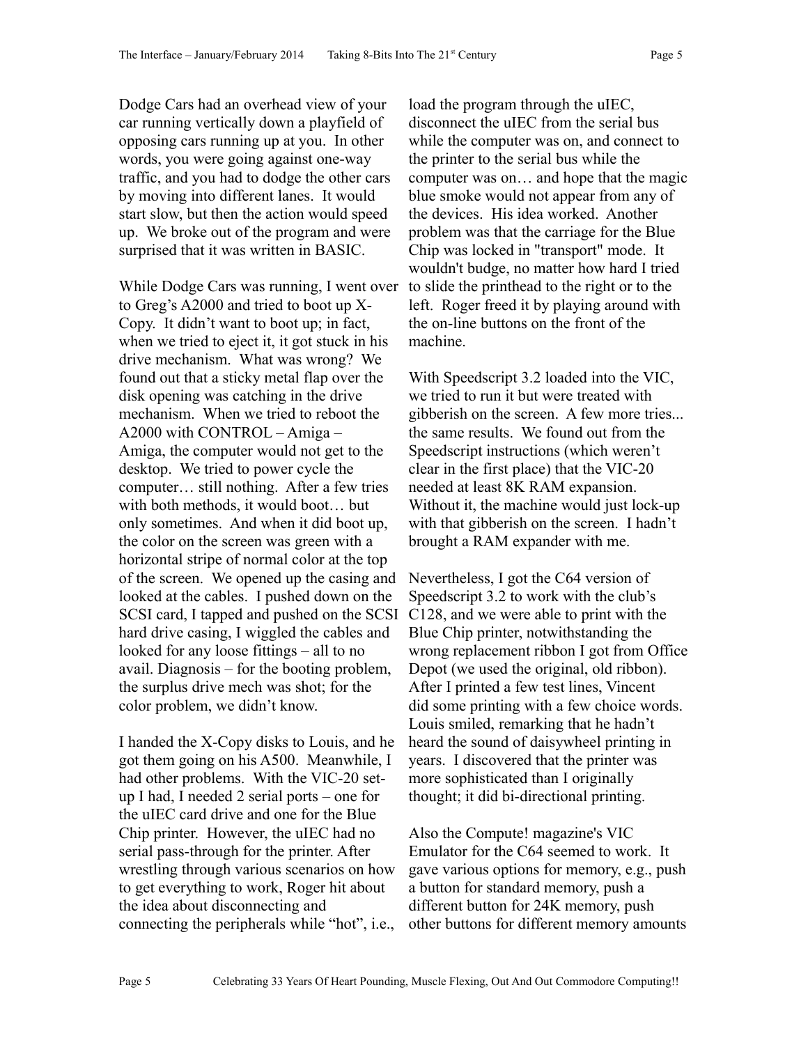Dodge Cars had an overhead view of your car running vertically down a playfield of opposing cars running up at you. In other words, you were going against one-way traffic, and you had to dodge the other cars by moving into different lanes. It would start slow, but then the action would speed up. We broke out of the program and were surprised that it was written in BASIC.

While Dodge Cars was running, I went over to Greg's A2000 and tried to boot up X-Copy. It didn't want to boot up; in fact, when we tried to eject it, it got stuck in his drive mechanism. What was wrong? We found out that a sticky metal flap over the disk opening was catching in the drive mechanism. When we tried to reboot the A2000 with CONTROL – Amiga – Amiga, the computer would not get to the desktop. We tried to power cycle the computer… still nothing. After a few tries with both methods, it would boot… but only sometimes. And when it did boot up, the color on the screen was green with a horizontal stripe of normal color at the top of the screen. We opened up the casing and looked at the cables. I pushed down on the SCSI card, I tapped and pushed on the SCSI hard drive casing, I wiggled the cables and looked for any loose fittings – all to no avail. Diagnosis – for the booting problem, the surplus drive mech was shot; for the color problem, we didn't know.

I handed the X-Copy disks to Louis, and he got them going on his A500. Meanwhile, I had other problems. With the VIC-20 set-up I had, I needed 2 serial ports – one for the uIEC card drive and one for the Blue Chip printer. However, the uIEC had no serial pass-through for the printer. After wrestling through various scenarios on how to get everything to work, Roger hit about the idea about disconnecting and connecting the peripherals while "hot", i.e., load the program through the uIEC, disconnect the uIEC from the serial bus while the computer was on, and connect to the printer to the serial bus while the computer was on… and hope that the magic blue smoke would not appear from any of the devices. His idea worked. Another problem was that the carriage for the Blue Chip was locked in "transport" mode. It wouldn't budge, no matter how hard I tried to slide the printhead to the right or to the left. Roger freed it by playing around with the on-line buttons on the front of the machine.

With Speedscript 3.2 loaded into the VIC, we tried to run it but were treated with gibberish on the screen. A few more tries... the same results. We found out from the Speedscript instructions (which weren't clear in the first place) that the VIC-20 needed at least 8K RAM expansion. Without it, the machine would just lock-up with that gibberish on the screen. I hadn't brought a RAM expander with me.

Nevertheless, I got the C64 version of Speedscript 3.2 to work with the club's C128, and we were able to print with the Blue Chip printer, notwithstanding the wrong replacement ribbon I got from Office Depot (we used the original, old ribbon). After I printed a few test lines, Vincent did some printing with a few choice words. Louis smiled, remarking that he hadn't heard the sound of daisywheel printing in years. I discovered that the printer was more sophisticated than I originally thought; it did bi-directional printing.

Also the Compute! magazine's VIC Emulator for the C64 seemed to work. It gave various options for memory, e.g., push a button for standard memory, push a different button for 24K memory, push other buttons for different memory amounts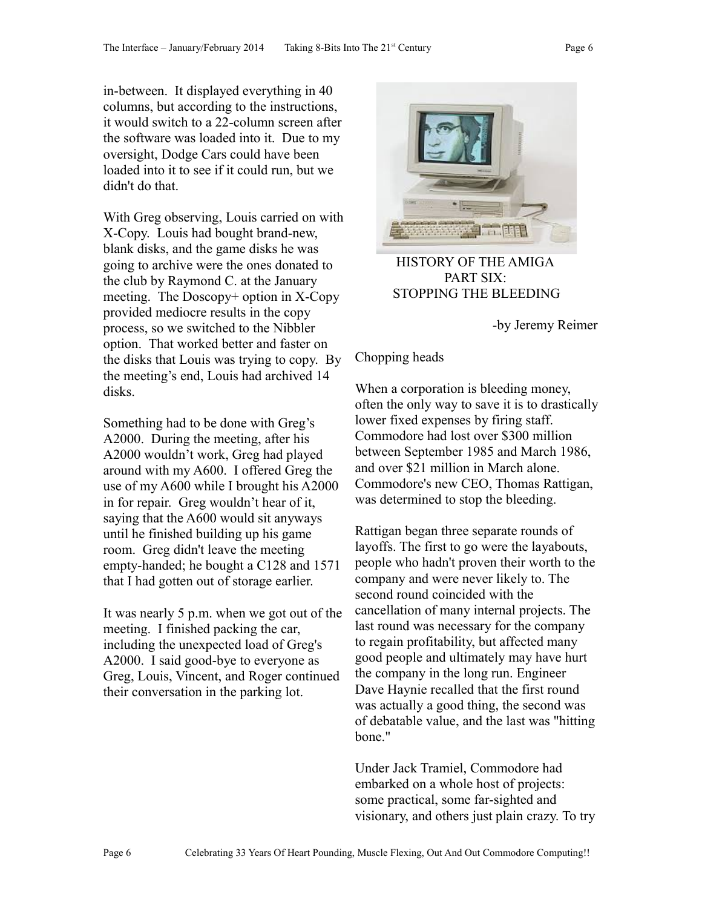in-between. It displayed everything in 40 columns, but according to the instructions, it would switch to a 22-column screen after the software was loaded into it. Due to my oversight, Dodge Cars could have been loaded into it to see if it could run, but we didn't do that.

With Greg observing, Louis carried on with X-Copy. Louis had bought brand-new, blank disks, and the game disks he was going to archive were the ones donated to the club by Raymond C. at the January meeting. The Doscopy+ option in X-Copy provided mediocre results in the copy process, so we switched to the Nibbler option. That worked better and faster on the disks that Louis was trying to copy. By the meeting's end, Louis had archived 14 disks.

Something had to be done with Greg's A2000. During the meeting, after his A2000 wouldn't work, Greg had played around with my A600. I offered Greg the use of my A600 while I brought his A2000 in for repair. Greg wouldn't hear of it, saying that the A600 would sit anyways until he finished building up his game room. Greg didn't leave the meeting empty-handed; he bought a C128 and 1571 that I had gotten out of storage earlier.

It was nearly 5 p.m. when we got out of the meeting. I finished packing the car, including the unexpected load of Greg's A2000. I said good-bye to everyone as Greg, Louis, Vincent, and Roger continued their conversation in the parking lot.

## HISTORY OF THE AMIGA PART SIX: STOPPING THE BLEEDING

-by Jeremy Reimer

### Chopping heads

When a corporation is bleeding money, often the only way to save it is to drastically lower fixed expenses by firing staff. Commodore had lost over $300 million between September 1985 and March 1986, and over $21 million in March alone. Commodore's new CEO, Thomas Rattigan, was determined to stop the bleeding.

Rattigan began three separate rounds of layoffs. The first to go were the layabouts, people who hadn't proven their worth to the company and were never likely to. The second round coincided with the cancellation of many internal projects. The last round was necessary for the company to regain profitability, but affected many good people and ultimately may have hurt the company in the long run. Engineer Dave Haynie recalled that the first round was actually a good thing, the second was of debatable value, and the last was "hitting bone."

Under Jack Tramiel, Commodore had embarked on a whole host of projects: some practical, some far-sighted and visionary, and others just plain crazy. To try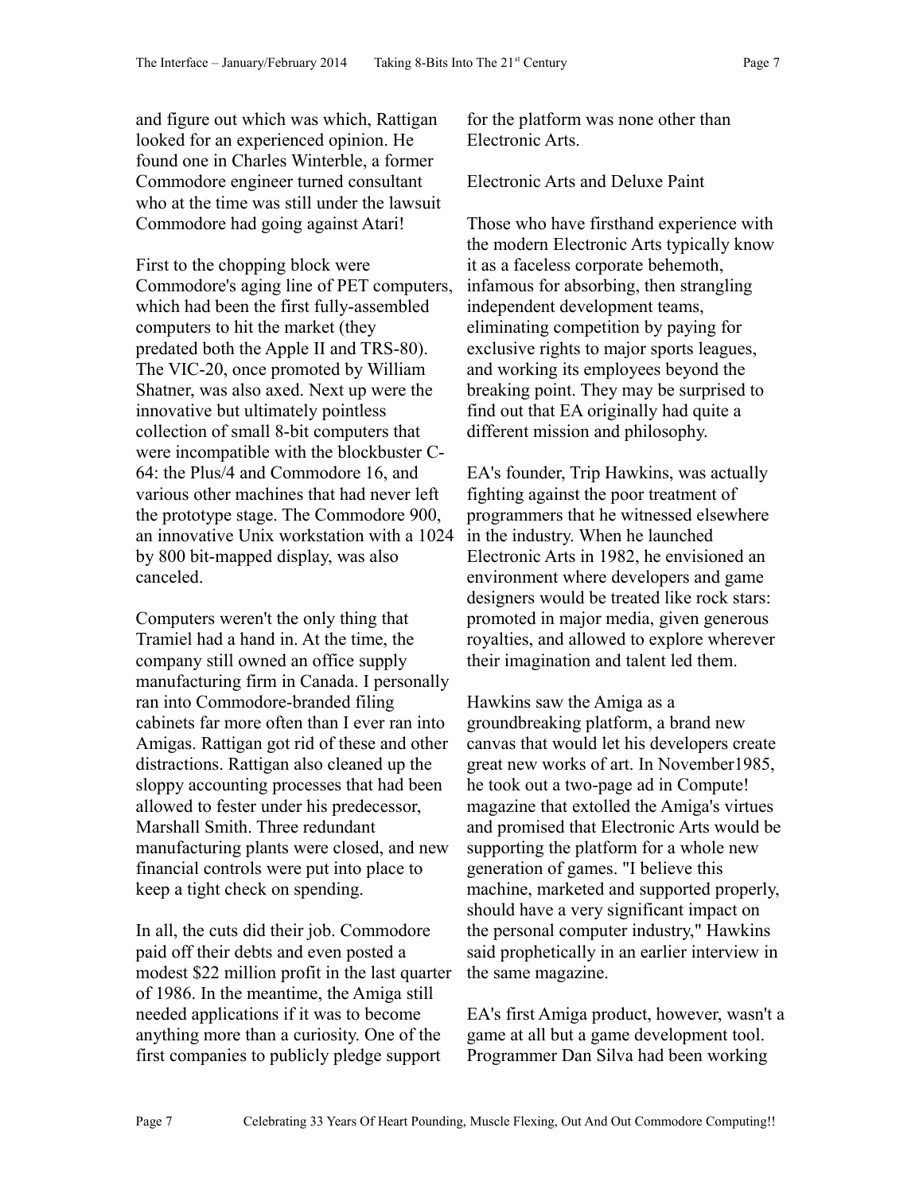and figure out which was which, Rattigan looked for an experienced opinion. He found one in Charles Winterble, a former Commodore engineer turned consultant who at the time was still under the lawsuit Commodore had going against Atari!

First to the chopping block were Commodore's aging line of PET computers, which had been the first fully-assembled computers to hit the market (they predated both the Apple II and TRS-80). The VIC-20, once promoted by William Shatner, was also axed. Next up were the innovative but ultimately pointless collection of small 8-bit computers that were incompatible with the blockbuster C-64: the Plus/4 and Commodore 16, and various other machines that had never left the prototype stage. The Commodore 900, an innovative Unix workstation with a 1024 by 800 bit-mapped display, was also canceled.

Computers weren't the only thing that Tramiel had a hand in. At the time, the company still owned an office supply manufacturing firm in Canada. I personally ran into Commodore-branded filing cabinets far more often than I ever ran into Amigas. Rattigan got rid of these and other distractions. Rattigan also cleaned up the sloppy accounting processes that had been allowed to fester under his predecessor, Marshall Smith. Three redundant manufacturing plants were closed, and new financial controls were put into place to keep a tight check on spending.

In all, the cuts did their job. Commodore paid off their debts and even posted a modest $22 million profit in the last quarter of 1986. In the meantime, the Amiga still needed applications if it was to become anything more than a curiosity. One of the first companies to publicly pledge support for the platform was none other than Electronic Arts.

## Electronic Arts and Deluxe Paint

Those who have firsthand experience with the modern Electronic Arts typically know it as a faceless corporate behemoth, infamous for absorbing, then strangling independent development teams, eliminating competition by paying for exclusive rights to major sports leagues, and working its employees beyond the breaking point. They may be surprised to find out that EA originally had quite a different mission and philosophy.

EA's founder, Trip Hawkins, was actually fighting against the poor treatment of programmers that he witnessed elsewhere in the industry. When he launched Electronic Arts in 1982, he envisioned an environment where developers and game designers would be treated like rock stars: promoted in major media, given generous royalties, and allowed to explore wherever their imagination and talent led them.

Hawkins saw the Amiga as a groundbreaking platform, a brand new canvas that would let his developers create great new works of art. In November1985, he took out a two-page ad in Compute! magazine that extolled the Amiga's virtues and promised that Electronic Arts would be supporting the platform for a whole new generation of games. "I believe this machine, marketed and supported properly, should have a very significant impact on the personal computer industry," Hawkins said prophetically in an earlier interview in the same magazine.

EA's first Amiga product, however, wasn't a game at all but a game development tool. Programmer Dan Silva had been working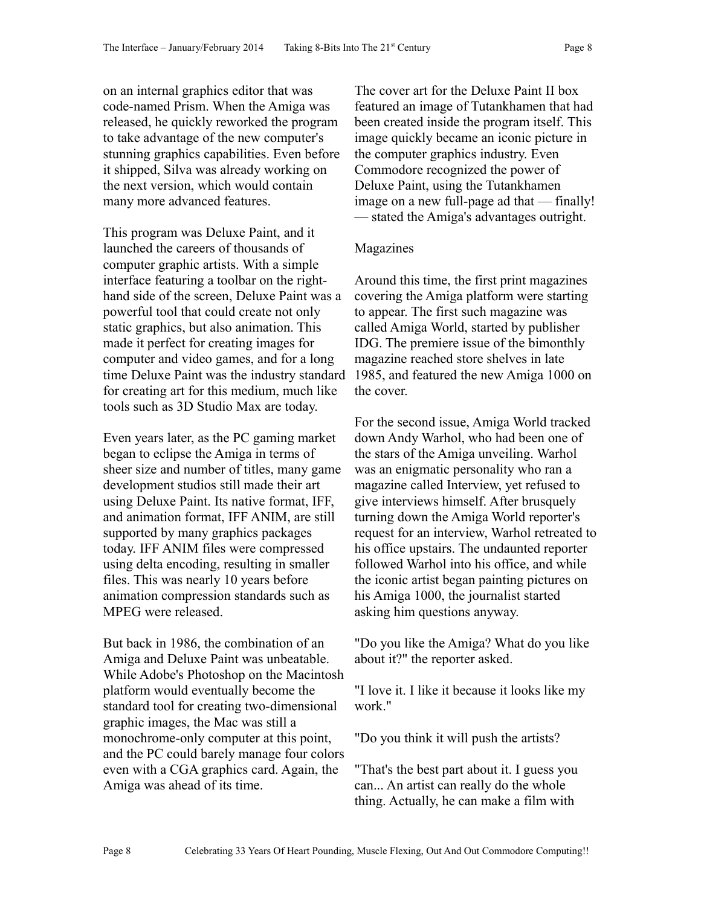on an internal graphics editor that was code-named Prism. When the Amiga was released, he quickly reworked the program to take advantage of the new computer's stunning graphics capabilities. Even before it shipped, Silva was already working on the next version, which would contain many more advanced features.

This program was Deluxe Paint, and it launched the careers of thousands of computer graphic artists. With a simple interface featuring a toolbar on the right-hand side of the screen, Deluxe Paint was a powerful tool that could create not only static graphics, but also animation. This made it perfect for creating images for computer and video games, and for a long time Deluxe Paint was the industry standard for creating art for this medium, much like tools such as 3D Studio Max are today.

Even years later, as the PC gaming market began to eclipse the Amiga in terms of sheer size and number of titles, many game development studios still made their art using Deluxe Paint. Its native format, IFF, and animation format, IFF ANIM, are still supported by many graphics packages today. IFF ANIM files were compressed using delta encoding, resulting in smaller files. This was nearly 10 years before animation compression standards such as MPEG were released.

But back in 1986, the combination of an Amiga and Deluxe Paint was unbeatable. While Adobe's Photoshop on the Macintosh platform would eventually become the standard tool for creating two-dimensional graphic images, the Mac was still a monochrome-only computer at this point, and the PC could barely manage four colors even with a CGA graphics card. Again, the Amiga was ahead of its time.

The cover art for the Deluxe Paint II box featured an image of Tutankhamen that had been created inside the program itself. This image quickly became an iconic picture in the computer graphics industry. Even Commodore recognized the power of Deluxe Paint, using the Tutankhamen image on a new full-page ad that — finally! — stated the Amiga's advantages outright.

## Magazines

Around this time, the first print magazines covering the Amiga platform were starting to appear. The first such magazine was called Amiga World, started by publisher IDG. The premiere issue of the bimonthly magazine reached store shelves in late 1985, and featured the new Amiga 1000 on the cover.

For the second issue, Amiga World tracked down Andy Warhol, who had been one of the stars of the Amiga unveiling. Warhol was an enigmatic personality who ran a magazine called Interview, yet refused to give interviews himself. After brusquely turning down the Amiga World reporter's request for an interview, Warhol retreated to his office upstairs. The undaunted reporter followed Warhol into his office, and while the iconic artist began painting pictures on his Amiga 1000, the journalist started asking him questions anyway.

"Do you like the Amiga? What do you like about it?" the reporter asked.

"I love it. I like it because it looks like my work."

"Do you think it will push the artists?

"That's the best part about it. I guess you can... An artist can really do the whole thing. Actually, he can make a film with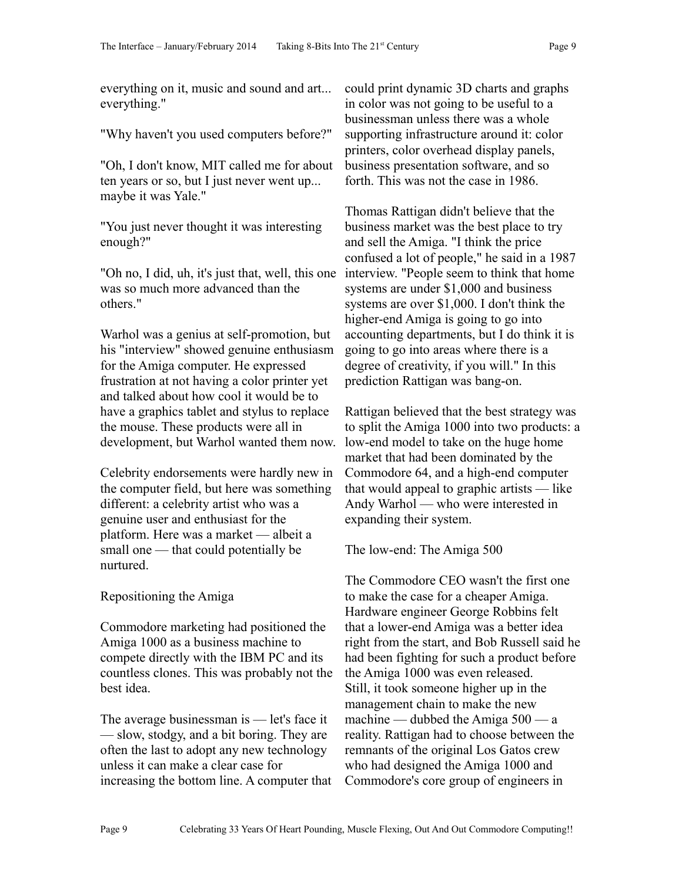everything on it, music and sound and art... everything."

"Why haven't you used computers before?"

"Oh, I don't know, MIT called me for about ten years or so, but I just never went up... maybe it was Yale."

"You just never thought it was interesting enough?"

"Oh no, I did, uh, it's just that, well, this one was so much more advanced than the others."

Warhol was a genius at self-promotion, but his "interview" showed genuine enthusiasm for the Amiga computer. He expressed frustration at not having a color printer yet and talked about how cool it would be to have a graphics tablet and stylus to replace the mouse. These products were all in development, but Warhol wanted them now.

Celebrity endorsements were hardly new in the computer field, but here was something different: a celebrity artist who was a genuine user and enthusiast for the platform. Here was a market — albeit a small one — that could potentially be nurtured.

## Repositioning the Amiga

Commodore marketing had positioned the Amiga 1000 as a business machine to compete directly with the IBM PC and its countless clones. This was probably not the best idea.

The average businessman is — let's face it — slow, stodgy, and a bit boring. They are often the last to adopt any new technology unless it can make a clear case for increasing the bottom line. A computer that could print dynamic 3D charts and graphs in color was not going to be useful to a businessman unless there was a whole supporting infrastructure around it: color printers, color overhead display panels, business presentation software, and so forth. This was not the case in 1986.

Thomas Rattigan didn't believe that the business market was the best place to try and sell the Amiga. "I think the price confused a lot of people," he said in a 1987 interview. "People seem to think that home systems are under $1,000 and business systems are over $1,000. I don't think the higher-end Amiga is going to go into accounting departments, but I do think it is going to go into areas where there is a degree of creativity, if you will." In this prediction Rattigan was bang-on.

Rattigan believed that the best strategy was to split the Amiga 1000 into two products: a low-end model to take on the huge home market that had been dominated by the Commodore 64, and a high-end computer that would appeal to graphic artists — like Andy Warhol — who were interested in expanding their system.

## The low-end: The Amiga 500

The Commodore CEO wasn't the first one to make the case for a cheaper Amiga. Hardware engineer George Robbins felt that a lower-end Amiga was a better idea right from the start, and Bob Russell said he had been fighting for such a product before the Amiga 1000 was even released.
Still, it took someone higher up in the management chain to make the new machine — dubbed the Amiga 500 — a reality. Rattigan had to choose between the remnants of the original Los Gatos crew who had designed the Amiga 1000 and Commodore's core group of engineers in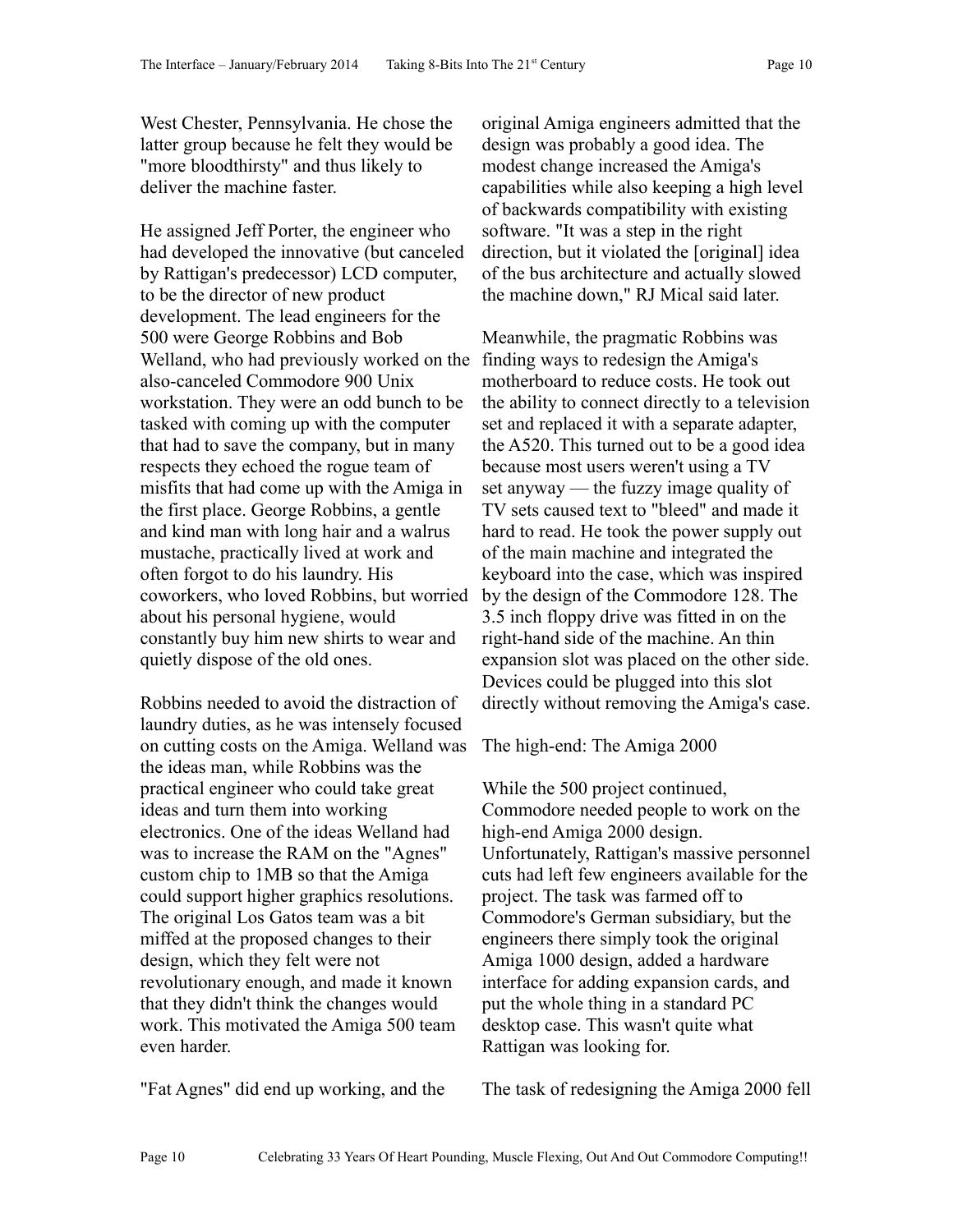West Chester, Pennsylvania. He chose the latter group because he felt they would be "more bloodthirsty" and thus likely to deliver the machine faster.

He assigned Jeff Porter, the engineer who had developed the innovative (but canceled by Rattigan's predecessor) LCD computer, to be the director of new product development. The lead engineers for the 500 were George Robbins and Bob Welland, who had previously worked on the also-canceled Commodore 900 Unix workstation. They were an odd bunch to be tasked with coming up with the computer that had to save the company, but in many respects they echoed the rogue team of misfits that had come up with the Amiga in the first place. George Robbins, a gentle and kind man with long hair and a walrus mustache, practically lived at work and often forgot to do his laundry. His coworkers, who loved Robbins, but worried about his personal hygiene, would constantly buy him new shirts to wear and quietly dispose of the old ones.

Robbins needed to avoid the distraction of laundry duties, as he was intensely focused on cutting costs on the Amiga. Welland was the ideas man, while Robbins was the practical engineer who could take great ideas and turn them into working electronics. One of the ideas Welland had was to increase the RAM on the "Agnes" custom chip to 1MB so that the Amiga could support higher graphics resolutions. The original Los Gatos team was a bit miffed at the proposed changes to their design, which they felt were not revolutionary enough, and made it known that they didn't think the changes would work. This motivated the Amiga 500 team even harder.

"Fat Agnes" did end up working, and the original Amiga engineers admitted that the design was probably a good idea. The modest change increased the Amiga's capabilities while also keeping a high level of backwards compatibility with existing software. "It was a step in the right direction, but it violated the [original] idea of the bus architecture and actually slowed the machine down," RJ Mical said later.

Meanwhile, the pragmatic Robbins was finding ways to redesign the Amiga's motherboard to reduce costs. He took out the ability to connect directly to a television set and replaced it with a separate adapter, the A520. This turned out to be a good idea because most users weren't using a TV set anyway — the fuzzy image quality of TV sets caused text to "bleed" and made it hard to read. He took the power supply out of the main machine and integrated the keyboard into the case, which was inspired by the design of the Commodore 128. The 3.5 inch floppy drive was fitted in on the right-hand side of the machine. An thin expansion slot was placed on the other side. Devices could be plugged into this slot directly without removing the Amiga's case.

## The high-end: The Amiga 2000

While the 500 project continued, Commodore needed people to work on the high-end Amiga 2000 design. Unfortunately, Rattigan's massive personnel cuts had left few engineers available for the project. The task was farmed off to Commodore's German subsidiary, but the engineers there simply took the original Amiga 1000 design, added a hardware interface for adding expansion cards, and put the whole thing in a standard PC desktop case. This wasn't quite what Rattigan was looking for.

The task of redesigning the Amiga 2000 fell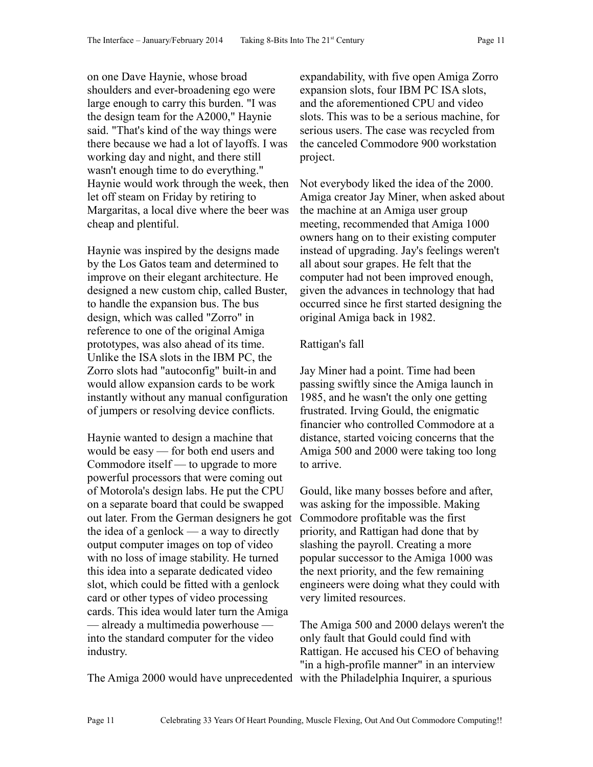on one Dave Haynie, whose broad shoulders and ever-broadening ego were large enough to carry this burden. "I was the design team for the A2000," Haynie said. "That's kind of the way things were there because we had a lot of layoffs. I was working day and night, and there still wasn't enough time to do everything." Haynie would work through the week, then let off steam on Friday by retiring to Margaritas, a local dive where the beer was cheap and plentiful.

Haynie was inspired by the designs made by the Los Gatos team and determined to improve on their elegant architecture. He designed a new custom chip, called Buster, to handle the expansion bus. The bus design, which was called "Zorro" in reference to one of the original Amiga prototypes, was also ahead of its time. Unlike the ISA slots in the IBM PC, the Zorro slots had "autoconfig" built-in and would allow expansion cards to be work instantly without any manual configuration of jumpers or resolving device conflicts.

Haynie wanted to design a machine that would be easy — for both end users and Commodore itself — to upgrade to more powerful processors that were coming out of Motorola's design labs. He put the CPU on a separate board that could be swapped out later. From the German designers he got the idea of a genlock — a way to directly output computer images on top of video with no loss of image stability. He turned this idea into a separate dedicated video slot, which could be fitted with a genlock card or other types of video processing cards. This idea would later turn the Amiga — already a multimedia powerhouse — into the standard computer for the video industry.

The Amiga 2000 would have unprecedented expandability, with five open Amiga Zorro expansion slots, four IBM PC ISA slots, and the aforementioned CPU and video slots. This was to be a serious machine, for serious users. The case was recycled from the canceled Commodore 900 workstation project.

Not everybody liked the idea of the 2000. Amiga creator Jay Miner, when asked about the machine at an Amiga user group meeting, recommended that Amiga 1000 owners hang on to their existing computer instead of upgrading. Jay's feelings weren't all about sour grapes. He felt that the computer had not been improved enough, given the advances in technology that had occurred since he first started designing the original Amiga back in 1982.

## Rattigan's fall

Jay Miner had a point. Time had been passing swiftly since the Amiga launch in 1985, and he wasn't the only one getting frustrated. Irving Gould, the enigmatic financier who controlled Commodore at a distance, started voicing concerns that the Amiga 500 and 2000 were taking too long to arrive.

Gould, like many bosses before and after, was asking for the impossible. Making Commodore profitable was the first priority, and Rattigan had done that by slashing the payroll. Creating a more popular successor to the Amiga 1000 was the next priority, and the few remaining engineers were doing what they could with very limited resources.

The Amiga 500 and 2000 delays weren't the only fault that Gould could find with Rattigan. He accused his CEO of behaving "in a high-profile manner" in an interview with the Philadelphia Inquirer, a spurious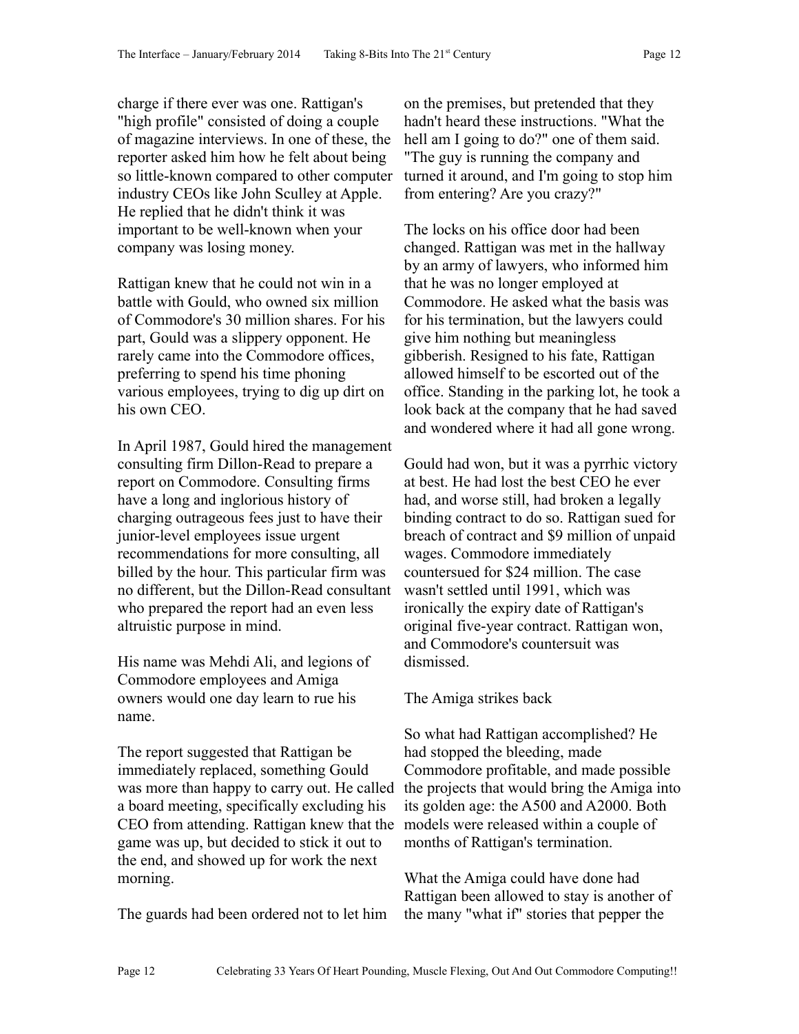charge if there ever was one. Rattigan's "high profile" consisted of doing a couple of magazine interviews. In one of these, the reporter asked him how he felt about being so little-known compared to other computer industry CEOs like John Sculley at Apple. He replied that he didn't think it was important to be well-known when your company was losing money.

Rattigan knew that he could not win in a battle with Gould, who owned six million of Commodore's 30 million shares. For his part, Gould was a slippery opponent. He rarely came into the Commodore offices, preferring to spend his time phoning various employees, trying to dig up dirt on his own CEO.

In April 1987, Gould hired the management consulting firm Dillon-Read to prepare a report on Commodore. Consulting firms have a long and inglorious history of charging outrageous fees just to have their junior-level employees issue urgent recommendations for more consulting, all billed by the hour. This particular firm was no different, but the Dillon-Read consultant who prepared the report had an even less altruistic purpose in mind.

His name was Mehdi Ali, and legions of Commodore employees and Amiga owners would one day learn to rue his name.

The report suggested that Rattigan be immediately replaced, something Gould was more than happy to carry out. He called a board meeting, specifically excluding his CEO from attending. Rattigan knew that the game was up, but decided to stick it out to the end, and showed up for work the next morning.

The guards had been ordered not to let him on the premises, but pretended that they hadn't heard these instructions. "What the hell am I going to do?" one of them said. "The guy is running the company and turned it around, and I'm going to stop him from entering? Are you crazy?"

The locks on his office door had been changed. Rattigan was met in the hallway by an army of lawyers, who informed him that he was no longer employed at Commodore. He asked what the basis was for his termination, but the lawyers could give him nothing but meaningless gibberish. Resigned to his fate, Rattigan allowed himself to be escorted out of the office. Standing in the parking lot, he took a look back at the company that he had saved and wondered where it had all gone wrong.

Gould had won, but it was a pyrrhic victory at best. He had lost the best CEO he ever had, and worse still, had broken a legally binding contract to do so. Rattigan sued for breach of contract and $9 million of unpaid wages. Commodore immediately countersued for $24 million. The case wasn't settled until 1991, which was ironically the expiry date of Rattigan's original five-year contract. Rattigan won, and Commodore's countersuit was dismissed.

## The Amiga strikes back

So what had Rattigan accomplished? He had stopped the bleeding, made Commodore profitable, and made possible the projects that would bring the Amiga into its golden age: the A500 and A2000. Both models were released within a couple of months of Rattigan's termination.

What the Amiga could have done had Rattigan been allowed to stay is another of the many "what if" stories that pepper the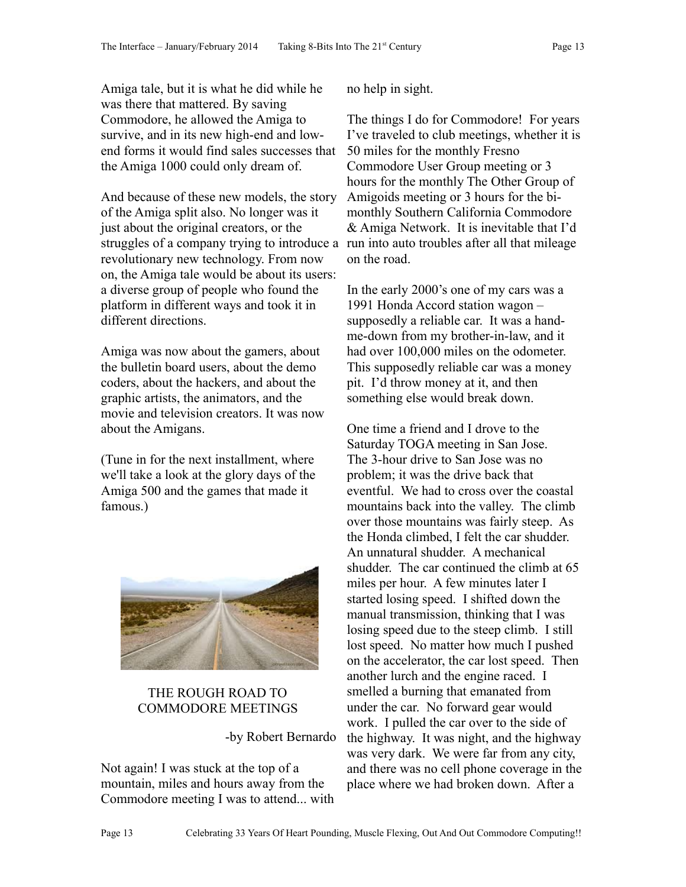Amiga tale, but it is what he did while he was there that mattered. By saving Commodore, he allowed the Amiga to survive, and in its new high-end and low-end forms it would find sales successes that the Amiga 1000 could only dream of.

And because of these new models, the story of the Amiga split also. No longer was it just about the original creators, or the struggles of a company trying to introduce a revolutionary new technology. From now on, the Amiga tale would be about its users: a diverse group of people who found the platform in different ways and took it in different directions.

Amiga was now about the gamers, about the bulletin board users, about the demo coders, about the hackers, and about the graphic artists, the animators, and the movie and television creators. It was now about the Amigans.

(Tune in for the next installment, where we'll take a look at the glory days of the Amiga 500 and the games that made it famous.)

## THE ROUGH ROAD TO COMMODORE MEETINGS

-by Robert Bernardo

Not again! I was stuck at the top of a mountain, miles and hours away from the Commodore meeting I was to attend... with no help in sight.

The things I do for Commodore! For years I've traveled to club meetings, whether it is 50 miles for the monthly Fresno Commodore User Group meeting or 3 hours for the monthly The Other Group of Amigoids meeting or 3 hours for the bi-monthly Southern California Commodore & Amiga Network. It is inevitable that I'd run into auto troubles after all that mileage on the road.

In the early 2000's one of my cars was a 1991 Honda Accord station wagon – supposedly a reliable car. It was a hand-me-down from my brother-in-law, and it had over 100,000 miles on the odometer. This supposedly reliable car was a money pit. I'd throw money at it, and then something else would break down.

One time a friend and I drove to the Saturday TOGA meeting in San Jose. The 3-hour drive to San Jose was no problem; it was the drive back that eventful. We had to cross over the coastal mountains back into the valley. The climb over those mountains was fairly steep. As the Honda climbed, I felt the car shudder. An unnatural shudder. A mechanical shudder. The car continued the climb at 65 miles per hour. A few minutes later I started losing speed. I shifted down the manual transmission, thinking that I was losing speed due to the steep climb. I still lost speed. No matter how much I pushed on the accelerator, the car lost speed. Then another lurch and the engine raced. I smelled a burning that emanated from under the car. No forward gear would work. I pulled the car over to the side of the highway. It was night, and the highway was very dark. We were far from any city, and there was no cell phone coverage in the place where we had broken down. After a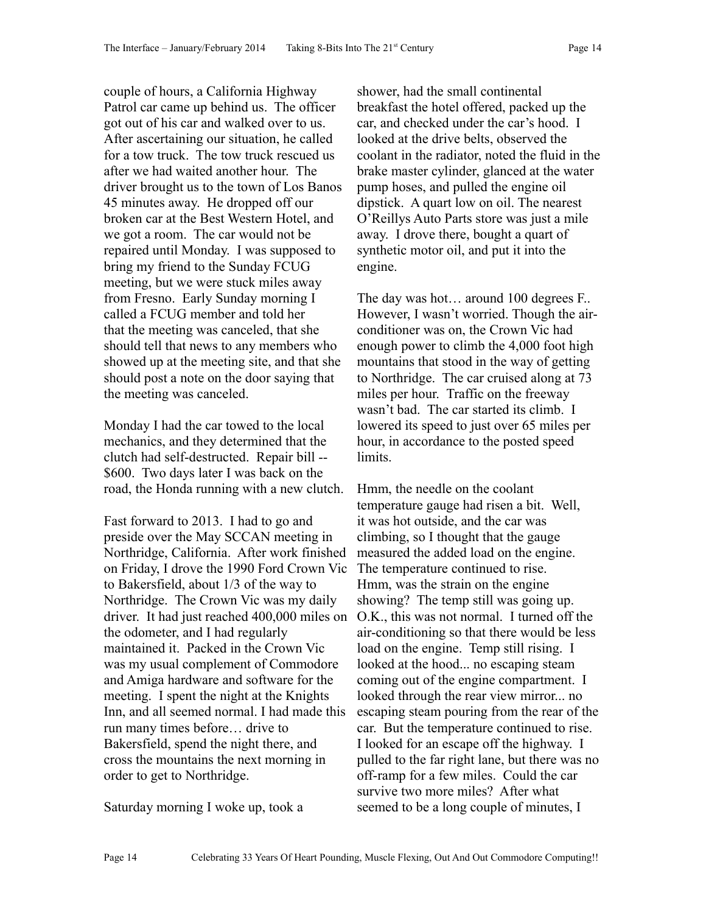couple of hours, a California Highway Patrol car came up behind us. The officer got out of his car and walked over to us. After ascertaining our situation, he called for a tow truck. The tow truck rescued us after we had waited another hour. The driver brought us to the town of Los Banos 45 minutes away. He dropped off our broken car at the Best Western Hotel, and we got a room. The car would not be repaired until Monday. I was supposed to bring my friend to the Sunday FCUG meeting, but we were stuck miles away from Fresno. Early Sunday morning I called a FCUG member and told her that the meeting was canceled, that she should tell that news to any members who showed up at the meeting site, and that she should post a note on the door saying that the meeting was canceled.

Monday I had the car towed to the local mechanics, and they determined that the clutch had self-destructed. Repair bill -- $600. Two days later I was back on the road, the Honda running with a new clutch.

Fast forward to 2013. I had to go and preside over the May SCCAN meeting in Northridge, California. After work finished on Friday, I drove the 1990 Ford Crown Vic to Bakersfield, about 1/3 of the way to Northridge. The Crown Vic was my daily driver. It had just reached 400,000 miles on the odometer, and I had regularly maintained it. Packed in the Crown Vic was my usual complement of Commodore and Amiga hardware and software for the meeting. I spent the night at the Knights Inn, and all seemed normal. I had made this run many times before… drive to Bakersfield, spend the night there, and cross the mountains the next morning in order to get to Northridge.

Saturday morning I woke up, took a shower, had the small continental breakfast the hotel offered, packed up the car, and checked under the car's hood. I looked at the drive belts, observed the coolant in the radiator, noted the fluid in the brake master cylinder, glanced at the water pump hoses, and pulled the engine oil dipstick. A quart low on oil. The nearest O'Reillys Auto Parts store was just a mile away. I drove there, bought a quart of synthetic motor oil, and put it into the engine.

The day was hot… around 100 degrees F.. However, I wasn't worried. Though the air-conditioner was on, the Crown Vic had enough power to climb the 4,000 foot high mountains that stood in the way of getting to Northridge. The car cruised along at 73 miles per hour. Traffic on the freeway wasn't bad. The car started its climb. I lowered its speed to just over 65 miles per hour, in accordance to the posted speed limits.

Hmm, the needle on the coolant temperature gauge had risen a bit. Well, it was hot outside, and the car was climbing, so I thought that the gauge measured the added load on the engine. The temperature continued to rise. Hmm, was the strain on the engine showing? The temp still was going up. O.K., this was not normal. I turned off the air-conditioning so that there would be less load on the engine. Temp still rising. I looked at the hood... no escaping steam coming out of the engine compartment. I looked through the rear view mirror... no escaping steam pouring from the rear of the car. But the temperature continued to rise. I looked for an escape off the highway. I pulled to the far right lane, but there was no off-ramp for a few miles. Could the car survive two more miles? After what seemed to be a long couple of minutes, I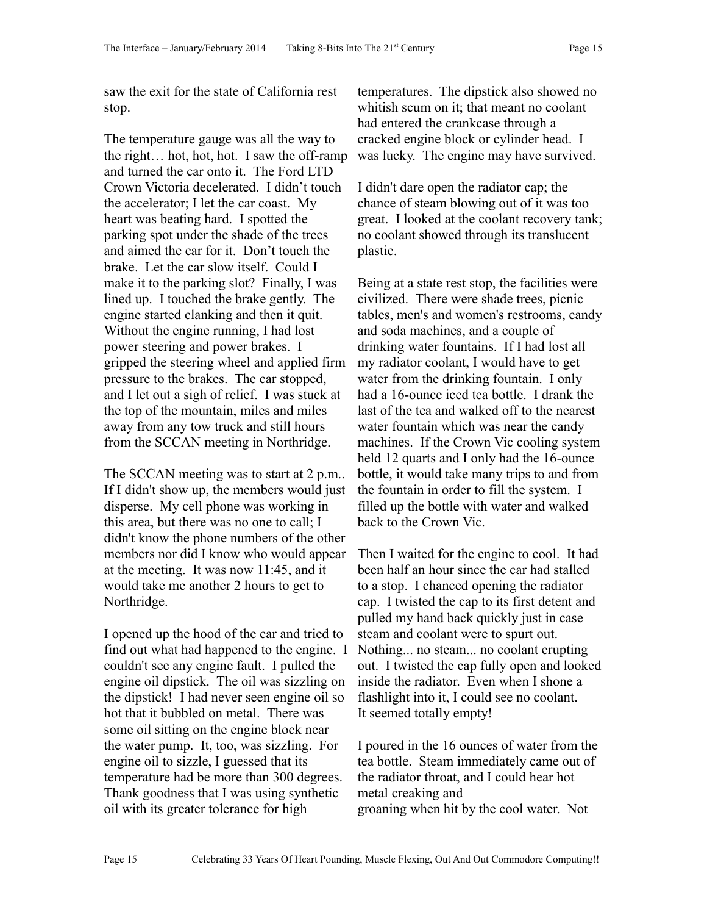saw the exit for the state of California rest stop.

The temperature gauge was all the way to the right… hot, hot, hot. I saw the off-ramp and turned the car onto it. The Ford LTD Crown Victoria decelerated. I didn't touch the accelerator; I let the car coast. My heart was beating hard. I spotted the parking spot under the shade of the trees and aimed the car for it. Don't touch the brake. Let the car slow itself. Could I make it to the parking slot? Finally, I was lined up. I touched the brake gently. The engine started clanking and then it quit. Without the engine running, I had lost power steering and power brakes. I gripped the steering wheel and applied firm pressure to the brakes. The car stopped, and I let out a sigh of relief. I was stuck at the top of the mountain, miles and miles away from any tow truck and still hours from the SCCAN meeting in Northridge.

The SCCAN meeting was to start at 2 p.m.. If I didn't show up, the members would just disperse. My cell phone was working in this area, but there was no one to call; I didn't know the phone numbers of the other members nor did I know who would appear at the meeting. It was now 11:45, and it would take me another 2 hours to get to Northridge.

I opened up the hood of the car and tried to find out what had happened to the engine. I couldn't see any engine fault. I pulled the engine oil dipstick. The oil was sizzling on the dipstick! I had never seen engine oil so hot that it bubbled on metal. There was some oil sitting on the engine block near the water pump. It, too, was sizzling. For engine oil to sizzle, I guessed that its temperature had be more than 300 degrees. Thank goodness that I was using synthetic oil with its greater tolerance for high temperatures. The dipstick also showed no whitish scum on it; that meant no coolant had entered the crankcase through a cracked engine block or cylinder head. I was lucky. The engine may have survived.

I didn't dare open the radiator cap; the chance of steam blowing out of it was too great. I looked at the coolant recovery tank; no coolant showed through its translucent plastic.

Being at a state rest stop, the facilities were civilized. There were shade trees, picnic tables, men's and women's restrooms, candy and soda machines, and a couple of drinking water fountains. If I had lost all my radiator coolant, I would have to get water from the drinking fountain. I only had a 16-ounce iced tea bottle. I drank the last of the tea and walked off to the nearest water fountain which was near the candy machines. If the Crown Vic cooling system held 12 quarts and I only had the 16-ounce bottle, it would take many trips to and from the fountain in order to fill the system. I filled up the bottle with water and walked back to the Crown Vic.

Then I waited for the engine to cool. It had been half an hour since the car had stalled to a stop. I chanced opening the radiator cap. I twisted the cap to its first detent and pulled my hand back quickly just in case steam and coolant were to spurt out. Nothing... no steam... no coolant erupting out. I twisted the cap fully open and looked inside the radiator. Even when I shone a flashlight into it, I could see no coolant. It seemed totally empty!

I poured in the 16 ounces of water from the tea bottle. Steam immediately came out of the radiator throat, and I could hear hot metal creaking and groaning when hit by the cool water. Not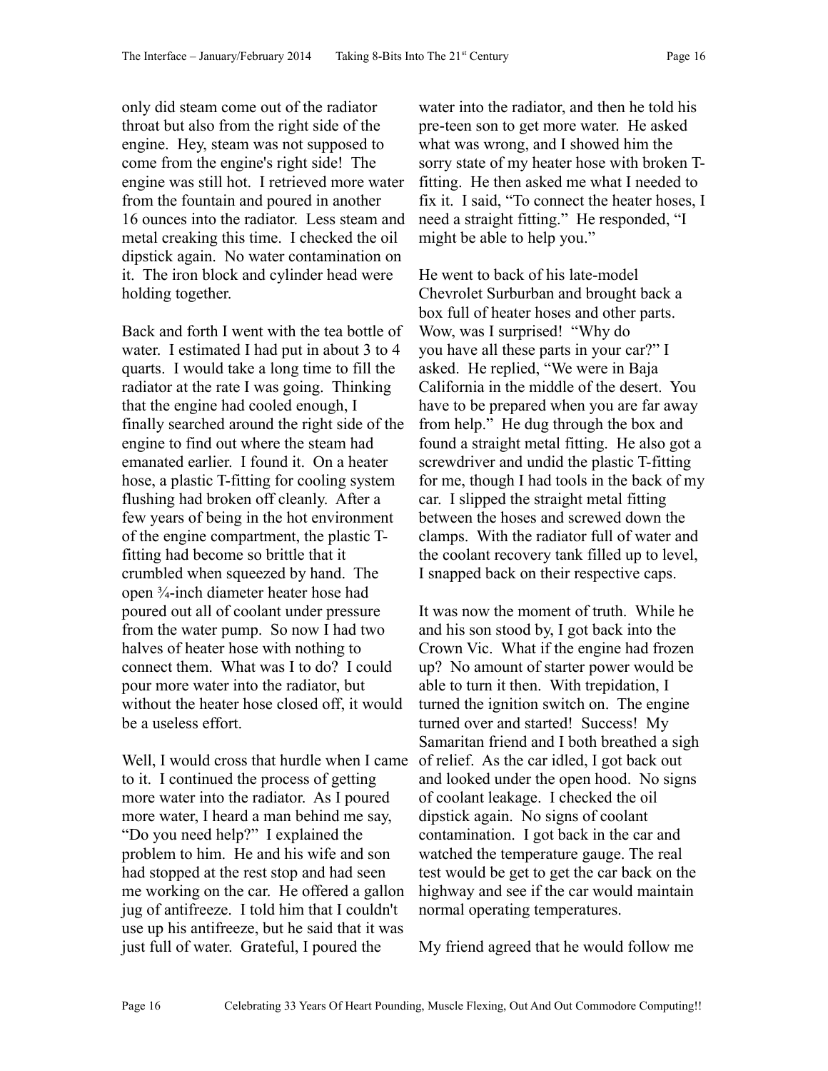only did steam come out of the radiator throat but also from the right side of the engine. Hey, steam was not supposed to come from the engine's right side! The engine was still hot. I retrieved more water from the fountain and poured in another 16 ounces into the radiator. Less steam and metal creaking this time. I checked the oil dipstick again. No water contamination on it. The iron block and cylinder head were holding together.

Back and forth I went with the tea bottle of water. I estimated I had put in about 3 to 4 quarts. I would take a long time to fill the radiator at the rate I was going. Thinking that the engine had cooled enough, I finally searched around the right side of the engine to find out where the steam had emanated earlier. I found it. On a heater hose, a plastic T-fitting for cooling system flushing had broken off cleanly. After a few years of being in the hot environment of the engine compartment, the plastic T-fitting had become so brittle that it crumbled when squeezed by hand. The open ¾-inch diameter heater hose had poured out all of coolant under pressure from the water pump. So now I had two halves of heater hose with nothing to connect them. What was I to do? I could pour more water into the radiator, but without the heater hose closed off, it would be a useless effort.

Well, I would cross that hurdle when I came to it. I continued the process of getting more water into the radiator. As I poured more water, I heard a man behind me say, "Do you need help?" I explained the problem to him. He and his wife and son had stopped at the rest stop and had seen me working on the car. He offered a gallon jug of antifreeze. I told him that I couldn't use up his antifreeze, but he said that it was just full of water. Grateful, I poured the water into the radiator, and then he told his pre-teen son to get more water. He asked what was wrong, and I showed him the sorry state of my heater hose with broken T-fitting. He then asked me what I needed to fix it. I said, "To connect the heater hoses, I need a straight fitting." He responded, "I might be able to help you."

He went to back of his late-model Chevrolet Surburban and brought back a box full of heater hoses and other parts. Wow, was I surprised! "Why do you have all these parts in your car?" I asked. He replied, "We were in Baja California in the middle of the desert. You have to be prepared when you are far away from help." He dug through the box and found a straight metal fitting. He also got a screwdriver and undid the plastic T-fitting for me, though I had tools in the back of my car. I slipped the straight metal fitting between the hoses and screwed down the clamps. With the radiator full of water and the coolant recovery tank filled up to level, I snapped back on their respective caps.

It was now the moment of truth. While he and his son stood by, I got back into the Crown Vic. What if the engine had frozen up? No amount of starter power would be able to turn it then. With trepidation, I turned the ignition switch on. The engine turned over and started! Success! My Samaritan friend and I both breathed a sigh of relief. As the car idled, I got back out and looked under the open hood. No signs of coolant leakage. I checked the oil dipstick again. No signs of coolant contamination. I got back in the car and watched the temperature gauge. The real test would be get to get the car back on the highway and see if the car would maintain normal operating temperatures.

My friend agreed that he would follow me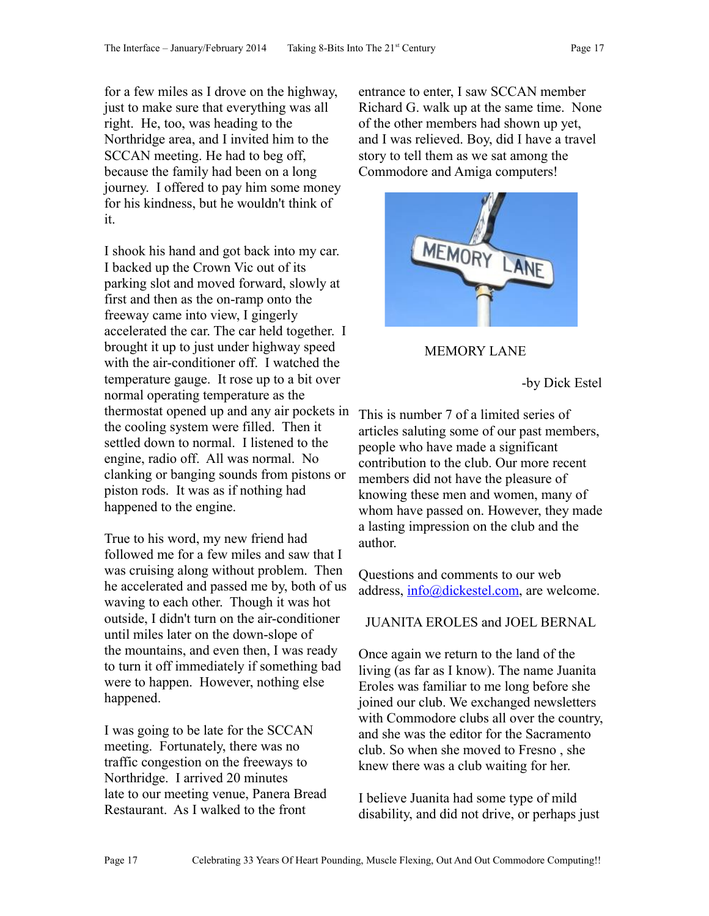for a few miles as I drove on the highway, just to make sure that everything was all right. He, too, was heading to the Northridge area, and I invited him to the SCCAN meeting. He had to beg off, because the family had been on a long journey. I offered to pay him some money for his kindness, but he wouldn't think of it.

I shook his hand and got back into my car. I backed up the Crown Vic out of its parking slot and moved forward, slowly at first and then as the on-ramp onto the freeway came into view, I gingerly accelerated the car. The car held together. I brought it up to just under highway speed with the air-conditioner off. I watched the temperature gauge. It rose up to a bit over normal operating temperature as the thermostat opened up and any air pockets in the cooling system were filled. Then it settled down to normal. I listened to the engine, radio off. All was normal. No clanking or banging sounds from pistons or piston rods. It was as if nothing had happened to the engine.

True to his word, my new friend had followed me for a few miles and saw that I was cruising along without problem. Then he accelerated and passed me by, both of us waving to each other. Though it was hot outside, I didn't turn on the air-conditioner until miles later on the down-slope of the mountains, and even then, I was ready to turn it off immediately if something bad were to happen. However, nothing else happened.

I was going to be late for the SCCAN meeting. Fortunately, there was no traffic congestion on the freeways to Northridge. I arrived 20 minutes late to our meeting venue, Panera Bread Restaurant. As I walked to the front entrance to enter, I saw SCCAN member Richard G. walk up at the same time. None of the other members had shown up yet, and I was relieved. Boy, did I have a travel story to tell them as we sat among the Commodore and Amiga computers!

## MEMORY LANE

-by Dick Estel

This is number 7 of a limited series of articles saluting some of our past members, people who have made a significant contribution to the club. Our more recent members did not have the pleasure of knowing these men and women, many of whom have passed on. However, they made a lasting impression on the club and the author.

Questions and comments to our web address, [info@dickestel.com](mailto:info@dickestel.com), are welcome.

### JUANITA EROLES and JOEL BERNAL

Once again we return to the land of the living (as far as I know). The name Juanita Eroles was familiar to me long before she joined our club. We exchanged newsletters with Commodore clubs all over the country, and she was the editor for the Sacramento club. So when she moved to Fresno , she knew there was a club waiting for her.

I believe Juanita had some type of mild disability, and did not drive, or perhaps just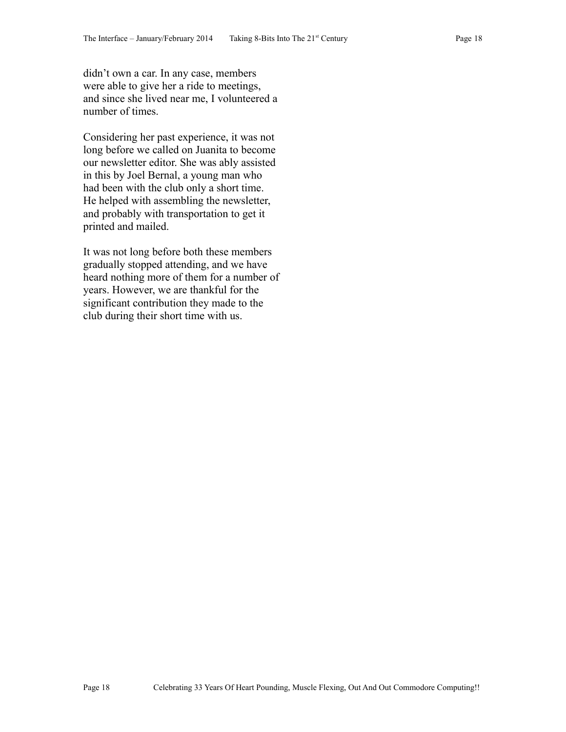didn't own a car. In any case, members were able to give her a ride to meetings, and since she lived near me, I volunteered a number of times.

Considering her past experience, it was not long before we called on Juanita to become our newsletter editor. She was ably assisted in this by Joel Bernal, a young man who had been with the club only a short time. He helped with assembling the newsletter, and probably with transportation to get it printed and mailed.

It was not long before both these members gradually stopped attending, and we have heard nothing more of them for a number of years. However, we are thankful for the significant contribution they made to the club during their short time with us.